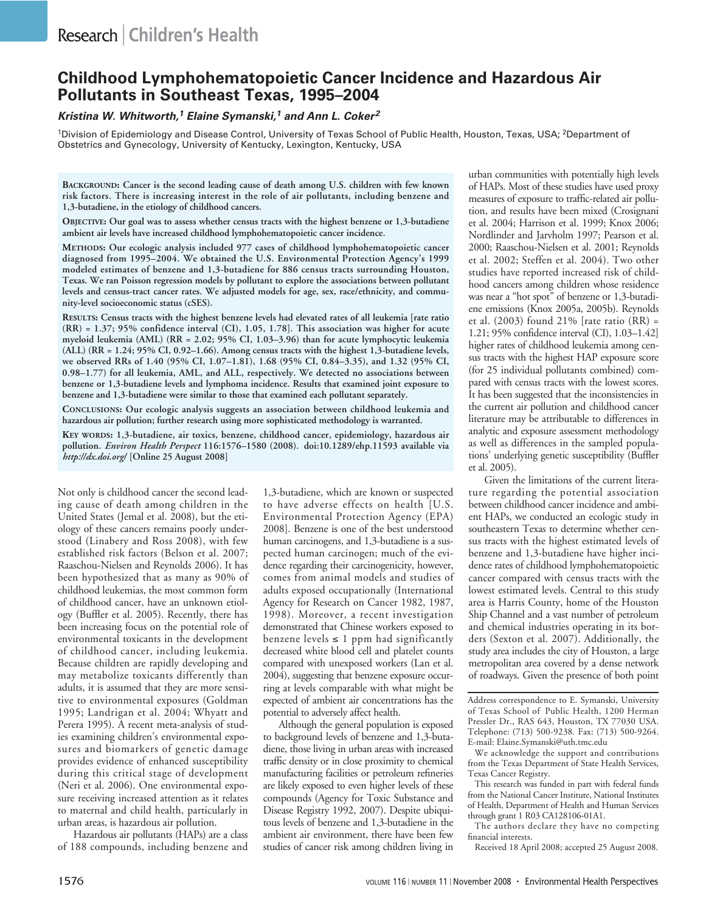# Childhood Lymphohematopoietic Cancer Incidence and Hazardous Air Pollutants in Southeast Texas, 1995–2004

***Kristina W. Whitworth,[1] Elaine Symanski,[1] and Ann L. Coker[2]***

[1]Division of Epidemiology and Disease Control, University of Texas School of Public Health, Houston, Texas, USA; [2]Department of Obstetrics and Gynecology, University of Kentucky, Lexington, Kentucky, USA

**Background: Cancer is the second leading cause of death among U.S. children with few known risk factors. There is increasing interest in the role of air pollutants, including benzene and 1,3-butadiene, in the etiology of childhood cancers.**

**Objective: Our goal was to assess whether census tracts with the highest benzene or 1,3-butadiene ambient air levels have increased childhood lymphohematopoietic cancer incidence.**

**Methods: Our ecologic analysis included 977 cases of childhood lymphohematopoietic cancer diagnosed from 1995–2004. We obtained the U.S. Environmental Protection Agency's 1999 modeled estimates of benzene and 1,3-butadiene for 886 census tracts surrounding Houston, Texas. We ran Poisson regression models by pollutant to explore the associations between pollutant levels and census-tract cancer rates. We adjusted models for age, sex, race/ethnicity, and community-level socioeconomic status (cSES).**

**Results: Census tracts with the highest benzene levels had elevated rates of all leukemia [rate ratio (RR) = 1.37; 95% confidence interval (CI), 1.05, 1.78]. This association was higher for acute myeloid leukemia (AML) (RR = 2.02; 95% CI, 1.03–3.96) than for acute lymphocytic leukemia (ALL) (RR = 1.24; 95% CI, 0.92–1.66). Among census tracts with the highest 1,3-butadiene levels, we observed RRs of 1.40 (95% CI, 1.07–1.81), 1.68 (95% CI, 0.84–3.35), and 1.32 (95% CI, 0.98–1.77) for all leukemia, AML, and ALL, respectively. We detected no associations between benzene or 1,3-butadiene levels and lymphoma incidence. Results that examined joint exposure to benzene and 1,3-butadiene were similar to those that examined each pollutant separately.**

**Conclusions: Our ecologic analysis suggests an association between childhood leukemia and hazardous air pollution; further research using more sophisticated methodology is warranted.**

**Key words: 1,3-butadiene, air toxics, benzene, childhood cancer, epidemiology, hazardous air pollution. *Environ Health Perspect* 116:1576–1580 (2008). doi:10.1289/ehp.11593 available via *http://dx.doi.org/* [Online 25 August 2008]**

Not only is childhood cancer the second leading cause of death among children in the United States (Jemal et al. 2008), but the etiology of these cancers remains poorly understood (Linabery and Ross 2008), with few established risk factors (Belson et al. 2007; Raaschou-Nielsen and Reynolds 2006). It has been hypothesized that as many as 90% of childhood leukemias, the most common form of childhood cancer, have an unknown etiology (Buffler et al. 2005). Recently, there has been increasing focus on the potential role of environmental toxicants in the development of childhood cancer, including leukemia. Because children are rapidly developing and may metabolize toxicants differently than adults, it is assumed that they are more sensitive to environmental exposures (Goldman 1995; Landrigan et al. 2004; Whyatt and Perera 1995). A recent meta-analysis of studies examining children's environmental exposures and biomarkers of genetic damage provides evidence of enhanced susceptibility during this critical stage of development (Neri et al. 2006). One environmental exposure receiving increased attention as it relates to maternal and child health, particularly in urban areas, is hazardous air pollution.

Hazardous air pollutants (HAPs) are a class of 188 compounds, including benzene and 1,3-butadiene, which are known or suspected to have adverse effects on health [U.S. Environmental Protection Agency (EPA) 2008]. Benzene is one of the best understood human carcinogens, and 1,3-butadiene is a suspected human carcinogen; much of the evidence regarding their carcinogenicity, however, comes from animal models and studies of adults exposed occupationally (International Agency for Research on Cancer 1982, 1987, 1998). Moreover, a recent investigation demonstrated that Chinese workers exposed to benzene levels ≤ 1 ppm had significantly decreased white blood cell and platelet counts compared with unexposed workers (Lan et al. 2004), suggesting that benzene exposure occurring at levels comparable with what might be expected of ambient air concentrations has the potential to adversely affect health.

Although the general population is exposed to background levels of benzene and 1,3-butadiene, those living in urban areas with increased traffic density or in close proximity to chemical manufacturing facilities or petroleum refineries are likely exposed to even higher levels of these compounds (Agency for Toxic Substance and Disease Registry 1992, 2007). Despite ubiquitous levels of benzene and 1,3-butadiene in the ambient air environment, there have been few studies of cancer risk among children living in urban communities with potentially high levels of HAPs. Most of these studies have used proxy measures of exposure to traffic-related air pollution, and results have been mixed (Crosignani et al. 2004; Harrison et al. 1999; Knox 2006; Nordlinder and Jarvholm 1997; Pearson et al. 2000; Raaschou-Nielsen et al. 2001; Reynolds et al. 2002; Steffen et al. 2004). Two other studies have reported increased risk of childhood cancers among children whose residence was near a "hot spot" of benzene or 1,3-butadiene emissions (Knox 2005a, 2005b). Reynolds et al. (2003) found 21% [rate ratio (RR) = 1.21; 95% confidence interval (CI), 1.03–1.42] higher rates of childhood leukemia among census tracts with the highest HAP exposure score (for 25 individual pollutants combined) compared with census tracts with the lowest scores. It has been suggested that the inconsistencies in the current air pollution and childhood cancer literature may be attributable to differences in analytic and exposure assessment methodology as well as differences in the sampled populations' underlying genetic susceptibility (Buffler et al. 2005).

Given the limitations of the current literature regarding the potential association between childhood cancer incidence and ambient HAPs, we conducted an ecologic study in southeastern Texas to determine whether census tracts with the highest estimated levels of benzene and 1,3-butadiene have higher incidence rates of childhood lymphohematopoietic cancer compared with census tracts with the lowest estimated levels. Central to this study area is Harris County, home of the Houston Ship Channel and a vast number of petroleum and chemical industries operating in its borders (Sexton et al. 2007). Additionally, the study area includes the city of Houston, a large metropolitan area covered by a dense network of roadways. Given the presence of both point

Address correspondence to E. Symanski, University of Texas School of Public Health, 1200 Herman Pressler Dr., RAS 643, Houston, TX 77030 USA. Telephone: (713) 500-9238. Fax: (713) 500-9264. E-mail: Elaine.Symanski@uth.tmc.edu

We acknowledge the support and contributions from the Texas Department of State Health Services, Texas Cancer Registry.

This research was funded in part with federal funds from the National Cancer Institute, National Institutes of Health, Department of Health and Human Services through grant 1 R03 CA128106-01A1.

The authors declare they have no competing financial interests.

Received 18 April 2008; accepted 25 August 2008.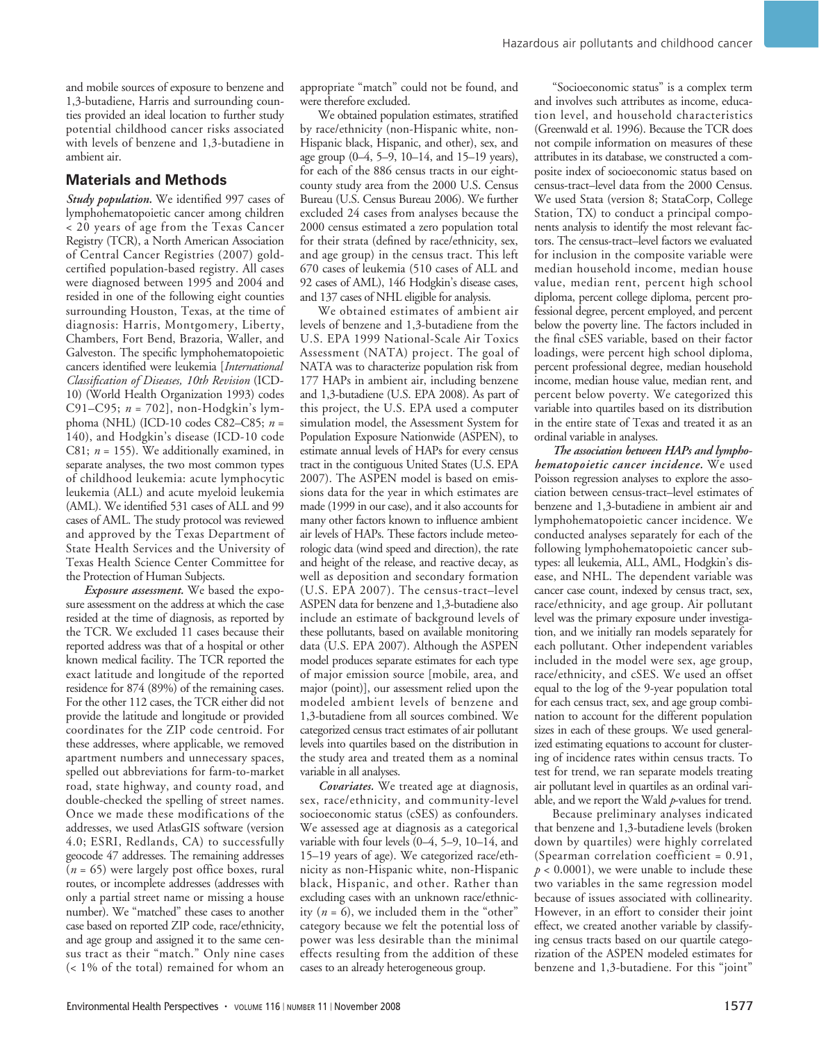and mobile sources of exposure to benzene and 1,3-butadiene, Harris and surrounding counties provided an ideal location to further study potential childhood cancer risks associated with levels of benzene and 1,3-butadiene in ambient air.

## Materials and Methods

***Study population.*** We identified 997 cases of lymphohematopoietic cancer among children < 20 years of age from the Texas Cancer Registry (TCR), a North American Association of Central Cancer Registries (2007) gold-certified population-based registry. All cases were diagnosed between 1995 and 2004 and resided in one of the following eight counties surrounding Houston, Texas, at the time of diagnosis: Harris, Montgomery, Liberty, Chambers, Fort Bend, Brazoria, Waller, and Galveston. The specific lymphohematopoietic cancers identified were leukemia [*International Classification of Diseases, 10th Revision* (ICD-10) (World Health Organization 1993) codes C91–C95; *n* = 702], non-Hodgkin's lymphoma (NHL) (ICD-10 codes C82–C85; *n* = 140), and Hodgkin's disease (ICD-10 code C81; *n* = 155). We additionally examined, in separate analyses, the two most common types of childhood leukemia: acute lymphocytic leukemia (ALL) and acute myeloid leukemia (AML). We identified 531 cases of ALL and 99 cases of AML. The study protocol was reviewed and approved by the Texas Department of State Health Services and the University of Texas Health Science Center Committee for the Protection of Human Subjects.

***Exposure assessment.*** We based the exposure assessment on the address at which the case resided at the time of diagnosis, as reported by the TCR. We excluded 11 cases because their reported address was that of a hospital or other known medical facility. The TCR reported the exact latitude and longitude of the reported residence for 874 (89%) of the remaining cases. For the other 112 cases, the TCR either did not provide the latitude and longitude or provided coordinates for the ZIP code centroid. For these addresses, where applicable, we removed apartment numbers and unnecessary spaces, spelled out abbreviations for farm-to-market road, state highway, and county road, and double-checked the spelling of street names. Once we made these modifications of the addresses, we used AtlasGIS software (version 4.0; ESRI, Redlands, CA) to successfully geocode 47 addresses. The remaining addresses (*n* = 65) were largely post office boxes, rural routes, or incomplete addresses (addresses with only a partial street name or missing a house number). We "matched" these cases to another case based on reported ZIP code, race/ethnicity, and age group and assigned it to the same census tract as their "match." Only nine cases (< 1% of the total) remained for whom an appropriate "match" could not be found, and were therefore excluded.

We obtained population estimates, stratified by race/ethnicity (non-Hispanic white, non-Hispanic black, Hispanic, and other), sex, and age group (0–4, 5–9, 10–14, and 15–19 years), for each of the 886 census tracts in our eight-county study area from the 2000 U.S. Census Bureau (U.S. Census Bureau 2006). We further excluded 24 cases from analyses because the 2000 census estimated a zero population total for their strata (defined by race/ethnicity, sex, and age group) in the census tract. This left 670 cases of leukemia (510 cases of ALL and 92 cases of AML), 146 Hodgkin's disease cases, and 137 cases of NHL eligible for analysis.

We obtained estimates of ambient air levels of benzene and 1,3-butadiene from the U.S. EPA 1999 National-Scale Air Toxics Assessment (NATA) project. The goal of NATA was to characterize population risk from 177 HAPs in ambient air, including benzene and 1,3-butadiene (U.S. EPA 2008). As part of this project, the U.S. EPA used a computer simulation model, the Assessment System for Population Exposure Nationwide (ASPEN), to estimate annual levels of HAPs for every census tract in the contiguous United States (U.S. EPA 2007). The ASPEN model is based on emissions data for the year in which estimates are made (1999 in our case), and it also accounts for many other factors known to influence ambient air levels of HAPs. These factors include meteorologic data (wind speed and direction), the rate and height of the release, and reactive decay, as well as deposition and secondary formation (U.S. EPA 2007). The census-tract–level ASPEN data for benzene and 1,3-butadiene also include an estimate of background levels of these pollutants, based on available monitoring data (U.S. EPA 2007). Although the ASPEN model produces separate estimates for each type of major emission source [mobile, area, and major (point)], our assessment relied upon the modeled ambient levels of benzene and 1,3-butadiene from all sources combined. We categorized census tract estimates of air pollutant levels into quartiles based on the distribution in the study area and treated them as a nominal variable in all analyses.

***Covariates.*** We treated age at diagnosis, sex, race/ethnicity, and community-level socioeconomic status (cSES) as confounders. We assessed age at diagnosis as a categorical variable with four levels (0–4, 5–9, 10–14, and 15–19 years of age). We categorized race/ethnicity as non-Hispanic white, non-Hispanic black, Hispanic, and other. Rather than excluding cases with an unknown race/ethnicity (*n* = 6), we included them in the "other" category because we felt the potential loss of power was less desirable than the minimal effects resulting from the addition of these cases to an already heterogeneous group.

"Socioeconomic status" is a complex term and involves such attributes as income, education level, and household characteristics (Greenwald et al. 1996). Because the TCR does not compile information on measures of these attributes in its database, we constructed a composite index of socioeconomic status based on census-tract–level data from the 2000 Census. We used Stata (version 8; StataCorp, College Station, TX) to conduct a principal components analysis to identify the most relevant factors. The census-tract–level factors we evaluated for inclusion in the composite variable were median household income, median house value, median rent, percent high school diploma, percent college diploma, percent professional degree, percent employed, and percent below the poverty line. The factors included in the final cSES variable, based on their factor loadings, were percent high school diploma, percent professional degree, median household income, median house value, median rent, and percent below poverty. We categorized this variable into quartiles based on its distribution in the entire state of Texas and treated it as an ordinal variable in analyses.

***The association between HAPs and lymphohematopoietic cancer incidence.*** We used Poisson regression analyses to explore the association between census-tract–level estimates of benzene and 1,3-butadiene in ambient air and lymphohematopoietic cancer incidence. We conducted analyses separately for each of the following lymphohematopoietic cancer subtypes: all leukemia, ALL, AML, Hodgkin's disease, and NHL. The dependent variable was cancer case count, indexed by census tract, sex, race/ethnicity, and age group. Air pollutant level was the primary exposure under investigation, and we initially ran models separately for each pollutant. Other independent variables included in the model were sex, age group, race/ethnicity, and cSES. We used an offset equal to the log of the 9-year population total for each census tract, sex, and age group combination to account for the different population sizes in each of these groups. We used generalized estimating equations to account for clustering of incidence rates within census tracts. To test for trend, we ran separate models treating air pollutant level in quartiles as an ordinal variable, and we report the Wald *p*-values for trend.

Because preliminary analyses indicated that benzene and 1,3-butadiene levels (broken down by quartiles) were highly correlated (Spearman correlation coefficient = 0.91, $p < 0.0001$), we were unable to include these two variables in the same regression model because of issues associated with collinearity. However, in an effort to consider their joint effect, we created another variable by classifying census tracts based on our quartile categorization of the ASPEN modeled estimates for benzene and 1,3-butadiene. For this "joint"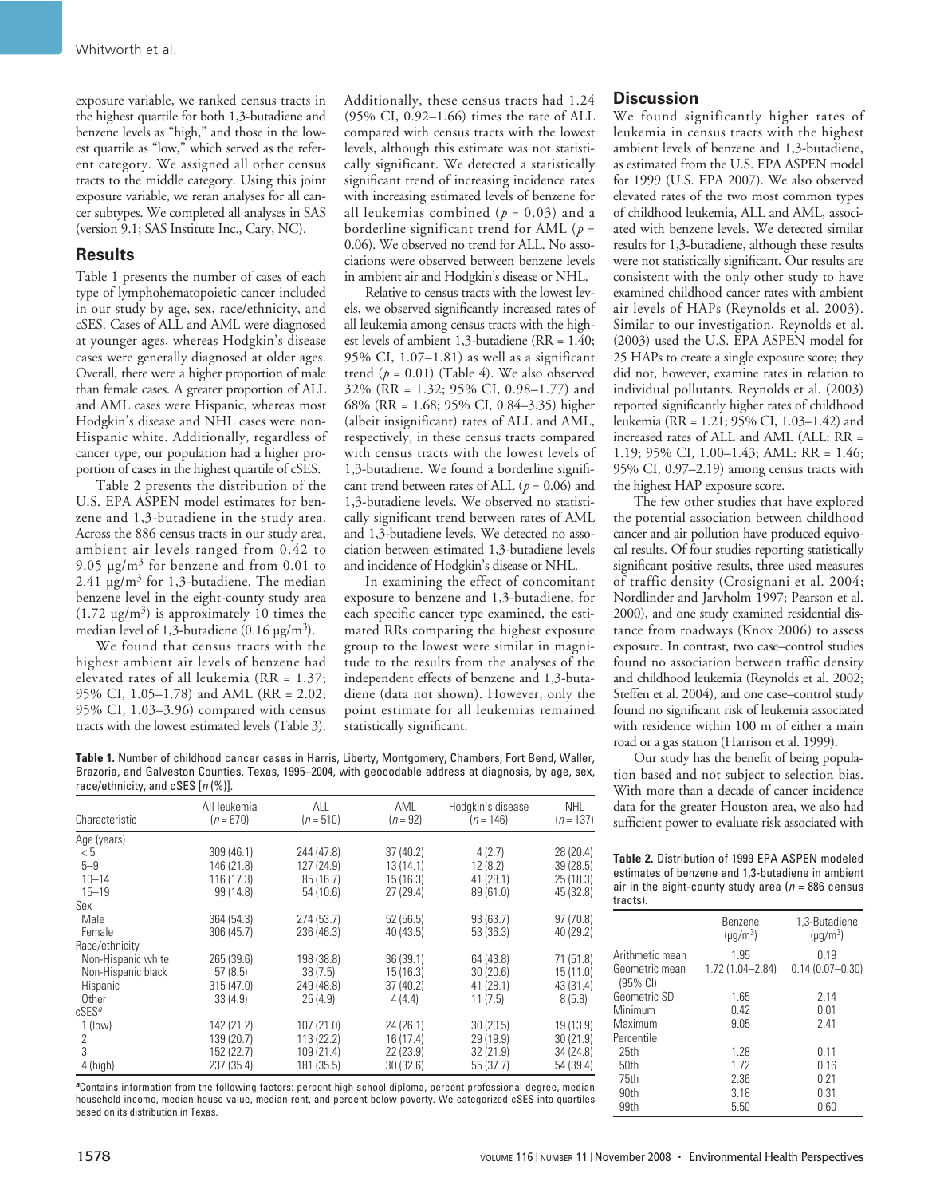exposure variable, we ranked census tracts in the highest quartile for both 1,3-butadiene and benzene levels as "high," and those in the lowest quartile as "low," which served as the referent category. We assigned all other census tracts to the middle category. Using this joint exposure variable, we reran analyses for all cancer subtypes. We completed all analyses in SAS (version 9.1; SAS Institute Inc., Cary, NC).

## Results

Table 1 presents the number of cases of each type of lymphohematopoietic cancer included in our study by age, sex, race/ethnicity, and cSES. Cases of ALL and AML were diagnosed at younger ages, whereas Hodgkin's disease cases were generally diagnosed at older ages. Overall, there were a higher proportion of male than female cases. A greater proportion of ALL and AML cases were Hispanic, whereas most Hodgkin's disease and NHL cases were non-Hispanic white. Additionally, regardless of cancer type, our population had a higher proportion of cases in the highest quartile of cSES.

Table 2 presents the distribution of the U.S. EPA ASPEN model estimates for benzene and 1,3-butadiene in the study area. Across the 886 census tracts in our study area, ambient air levels ranged from 0.42 to 9.05 μg/m$^3$ for benzene and from 0.01 to 2.41 μg/m$^3$ for 1,3-butadiene. The median benzene level in the eight-county study area (1.72 μg/m$^3$) is approximately 10 times the median level of 1,3-butadiene (0.16 μg/m$^3$).

We found that census tracts with the highest ambient air levels of benzene had elevated rates of all leukemia (RR = 1.37; 95% CI, 1.05–1.78) and AML (RR = 2.02; 95% CI, 1.03–3.96) compared with census tracts with the lowest estimated levels (Table 3). Additionally, these census tracts had 1.24 (95% CI, 0.92–1.66) times the rate of ALL compared with census tracts with the lowest levels, although this estimate was not statistically significant. We detected a statistically significant trend of increasing incidence rates with increasing estimated levels of benzene for all leukemias combined ($p$ = 0.03) and a borderline significant trend for AML ($p$ = 0.06). We observed no trend for ALL. No associations were observed between benzene levels in ambient air and Hodgkin's disease or NHL.

Relative to census tracts with the lowest levels, we observed significantly increased rates of all leukemia among census tracts with the highest levels of ambient 1,3-butadiene (RR = 1.40; 95% CI, 1.07–1.81) as well as a significant trend ($p$ = 0.01) (Table 4). We also observed 32% (RR = 1.32; 95% CI, 0.98–1.77) and 68% (RR = 1.68; 95% CI, 0.84–3.35) higher (albeit insignificant) rates of ALL and AML, respectively, in these census tracts compared with census tracts with the lowest levels of 1,3-butadiene. We found a borderline significant trend between rates of ALL ($p$ = 0.06) and 1,3-butadiene levels. We observed no statistically significant trend between rates of AML and 1,3-butadiene levels. We detected no association between estimated 1,3-butadiene levels and incidence of Hodgkin's disease or NHL.

In examining the effect of concomitant exposure to benzene and 1,3-butadiene, for each specific cancer type examined, the estimated RRs comparing the highest exposure group to the lowest were similar in magnitude to the results from the analyses of the independent effects of benzene and 1,3-butadiene (data not shown). However, only the point estimate for all leukemias remained statistically significant.

## Discussion

We found significantly higher rates of leukemia in census tracts with the highest ambient levels of benzene and 1,3-butadiene, as estimated from the U.S. EPA ASPEN model for 1999 (U.S. EPA 2007). We also observed elevated rates of the two most common types of childhood leukemia, ALL and AML, associated with benzene levels. We detected similar results for 1,3-butadiene, although these results were not statistically significant. Our results are consistent with the only other study to have examined childhood cancer rates with ambient air levels of HAPs (Reynolds et al. 2003). Similar to our investigation, Reynolds et al. (2003) used the U.S. EPA ASPEN model for 25 HAPs to create a single exposure score; they did not, however, examine rates in relation to individual pollutants. Reynolds et al. (2003) reported significantly higher rates of childhood leukemia (RR = 1.21; 95% CI, 1.03–1.42) and increased rates of ALL and AML (ALL: RR = 1.19; 95% CI, 1.00–1.43; AML: RR = 1.46; 95% CI, 0.97–2.19) among census tracts with the highest HAP exposure score.

The few other studies that have explored the potential association between childhood cancer and air pollution have produced equivocal results. Of four studies reporting statistically significant positive results, three used measures of traffic density (Crosignani et al. 2004; Nordlinder and Jarvholm 1997; Pearson et al. 2000), and one study examined residential distance from roadways (Knox 2006) to assess exposure. In contrast, two case–control studies found no association between traffic density and childhood leukemia (Reynolds et al. 2002; Steffen et al. 2004), and one case–control study found no significant risk of leukemia associated with residence within 100 m of either a main road or a gas station (Harrison et al. 1999).

Our study has the benefit of being population based and not subject to selection bias. With more than a decade of cancer incidence data for the greater Houston area, we also had sufficient power to evaluate risk associated with

**Table 1.** Number of childhood cancer cases in Harris, Liberty, Montgomery, Chambers, Fort Bend, Waller, Brazoria, and Galveston Counties, Texas, 1995–2004, with geocodable address at diagnosis, by age, sex, race/ethnicity, and cSES [$n$ (%)].

| Characteristic | All leukemia ($n$ = 670) | ALL ($n$ = 510) | AML ($n$ = 92) | Hodgkin's disease ($n$ = 146) | NHL ($n$ = 137) |
|---|---|---|---|---|---|
| Age (years) | | | | | |
| < 5 | 309 (46.1) | 244 (47.8) | 37 (40.2) | 4 (2.7) | 28 (20.4) |
| 5–9 | 146 (21.8) | 127 (24.9) | 13 (14.1) | 12 (8.2) | 39 (28.5) |
| 10–14 | 116 (17.3) | 85 (16.7) | 15 (16.3) | 41 (28.1) | 25 (18.3) |
| 15–19 | 99 (14.8) | 54 (10.6) | 27 (29.4) | 89 (61.0) | 45 (32.8) |
| Sex | | | | | |
| Male | 364 (54.3) | 274 (53.7) | 52 (56.5) | 93 (63.7) | 97 (70.8) |
| Female | 306 (45.7) | 236 (46.3) | 40 (43.5) | 53 (36.3) | 40 (29.2) |
| Race/ethnicity | | | | | |
| Non-Hispanic white | 265 (39.6) | 198 (38.8) | 36 (39.1) | 64 (43.8) | 71 (51.8) |
| Non-Hispanic black | 57 (8.5) | 38 (7.5) | 15 (16.3) | 30 (20.6) | 15 (11.0) |
| Hispanic | 315 (47.0) | 249 (48.8) | 37 (40.2) | 41 (28.1) | 43 (31.4) |
| Other | 33 (4.9) | 25 (4.9) | 4 (4.4) | 11 (7.5) | 8 (5.8) |
| cSES[a] | | | | | |
| 1 (low) | 142 (21.2) | 107 (21.0) | 24 (26.1) | 30 (20.5) | 19 (13.9) |
| 2 | 139 (20.7) | 113 (22.2) | 16 (17.4) | 29 (19.9) | 30 (21.9) |
| 3 | 152 (22.7) | 109 (21.4) | 22 (23.9) | 32 (21.9) | 34 (24.8) |
| 4 (high) | 237 (35.4) | 181 (35.5) | 30 (32.6) | 55 (37.7) | 54 (39.4) |

[a]Contains information from the following factors: percent high school diploma, percent professional degree, median household income, median house value, median rent, and percent below poverty. We categorized cSES into quartiles based on its distribution in Texas.

**Table 2.** Distribution of 1999 EPA ASPEN modeled estimates of benzene and 1,3-butadiene in ambient air in the eight-county study area ($n$ = 886 census tracts).

| | Benzene (μg/m$^3$) | 1,3-Butadiene (μg/m$^3$) |
|---|---|---|
| Arithmetic mean | 1.95 | 0.19 |
| Geometric mean (95% CI) | 1.72 (1.04–2.84) | 0.14 (0.07–0.30) |
| Geometric SD | 1.65 | 2.14 |
| Minimum | 0.42 | 0.01 |
| Maximum | 9.05 | 2.41 |
| Percentile | | |
| 25th | 1.28 | 0.11 |
| 50th | 1.72 | 0.16 |
| 75th | 2.36 | 0.21 |
| 90th | 3.18 | 0.31 |
| 99th | 5.50 | 0.60 |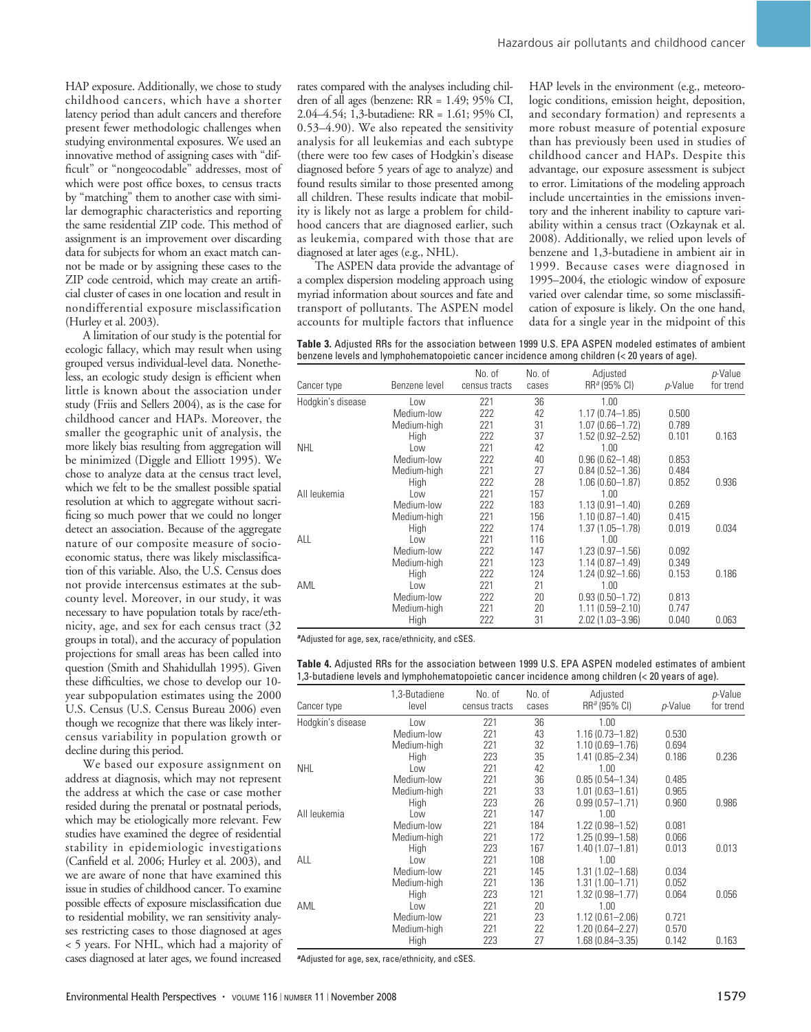HAP exposure. Additionally, we chose to study childhood cancers, which have a shorter latency period than adult cancers and therefore present fewer methodologic challenges when studying environmental exposures. We used an innovative method of assigning cases with "difficult" or "nongeocodable" addresses, most of which were post office boxes, to census tracts by "matching" them to another case with similar demographic characteristics and reporting the same residential ZIP code. This method of assignment is an improvement over discarding data for subjects for whom an exact match cannot be made or by assigning these cases to the ZIP code centroid, which may create an artificial cluster of cases in one location and result in nondifferential exposure misclassification (Hurley et al. 2003).

A limitation of our study is the potential for ecologic fallacy, which may result when using grouped versus individual-level data. Nonetheless, an ecologic study design is efficient when little is known about the association under study (Friis and Sellers 2004), as is the case for childhood cancer and HAPs. Moreover, the smaller the geographic unit of analysis, the more likely bias resulting from aggregation will be minimized (Diggle and Elliott 1995). We chose to analyze data at the census tract level, which we felt to be the smallest possible spatial resolution at which to aggregate without sacrificing so much power that we could no longer detect an association. Because of the aggregate nature of our composite measure of socioeconomic status, there was likely misclassification of this variable. Also, the U.S. Census does not provide intercensus estimates at the subcounty level. Moreover, in our study, it was necessary to have population totals by race/ethnicity, age, and sex for each census tract (32 groups in total), and the accuracy of population projections for small areas has been called into question (Smith and Shahidullah 1995). Given these difficulties, we chose to develop our 10-year subpopulation estimates using the 2000 U.S. Census (U.S. Census Bureau 2006) even though we recognize that there was likely intercensus variability in population growth or decline during this period.

We based our exposure assignment on address at diagnosis, which may not represent the address at which the case or case mother resided during the prenatal or postnatal periods, which may be etiologically more relevant. Few studies have examined the degree of residential stability in epidemiologic investigations (Canfield et al. 2006; Hurley et al. 2003), and we are aware of none that have examined this issue in studies of childhood cancer. To examine possible effects of exposure misclassification due to residential mobility, we ran sensitivity analyses restricting cases to those diagnosed at ages < 5 years. For NHL, which had a majority of cases diagnosed at later ages, we found increased rates compared with the analyses including children of all ages (benzene: RR = 1.49; 95% CI, 2.04–4.54; 1,3-butadiene: RR = 1.61; 95% CI, 0.53–4.90). We also repeated the sensitivity analysis for all leukemias and each subtype (there were too few cases of Hodgkin's disease diagnosed before 5 years of age to analyze) and found results similar to those presented among all children. These results indicate that mobility is likely not as large a problem for childhood cancers that are diagnosed earlier, such as leukemia, compared with those that are diagnosed at later ages (e.g., NHL).

The ASPEN data provide the advantage of a complex dispersion modeling approach using myriad information about sources and fate and transport of pollutants. The ASPEN model accounts for multiple factors that influence HAP levels in the environment (e.g., meteorologic conditions, emission height, deposition, and secondary formation) and represents a more robust measure of potential exposure than has previously been used in studies of childhood cancer and HAPs. Despite this advantage, our exposure assessment is subject to error. Limitations of the modeling approach include uncertainties in the emissions inventory and the inherent inability to capture variability within a census tract (Ozkaynak et al. 2008). Additionally, we relied upon levels of benzene and 1,3-butadiene in ambient air in 1999. Because cases were diagnosed in 1995–2004, the etiologic window of exposure varied over calendar time, so some misclassification of exposure is likely. On the one hand, data for a single year in the midpoint of this

**Table 3.** Adjusted RRs for the association between 1999 U.S. EPA ASPEN modeled estimates of ambient benzene levels and lymphohematopoietic cancer incidence among children (< 20 years of age).

| Cancer type | Benzene level | No. of census tracts | No. of cases | Adjusted RR[a] (95% CI) | *p*-Value | *p*-Value for trend |
|---|---|---|---|---|---|---|
| Hodgkin's disease | Low | 221 | 36 | 1.00 | | |
| | Medium-low | 222 | 42 | 1.17 (0.74–1.85) | 0.500 | |
| | Medium-high | 221 | 31 | 1.07 (0.66–1.72) | 0.789 | |
| | High | 222 | 37 | 1.52 (0.92–2.52) | 0.101 | 0.163 |
| NHL | Low | 221 | 42 | 1.00 | | |
| | Medium-low | 222 | 40 | 0.96 (0.62–1.48) | 0.853 | |
| | Medium-high | 221 | 27 | 0.84 (0.52–1.36) | 0.484 | |
| | High | 222 | 28 | 1.06 (0.60–1.87) | 0.852 | 0.936 |
| All leukemia | Low | 221 | 157 | 1.00 | | |
| | Medium-low | 222 | 183 | 1.13 (0.91–1.40) | 0.269 | |
| | Medium-high | 221 | 156 | 1.10 (0.87–1.40) | 0.415 | |
| | High | 222 | 174 | 1.37 (1.05–1.78) | 0.019 | 0.034 |
| ALL | Low | 221 | 116 | 1.00 | | |
| | Medium-low | 222 | 147 | 1.23 (0.97–1.56) | 0.092 | |
| | Medium-high | 221 | 123 | 1.14 (0.87–1.49) | 0.349 | |
| | High | 222 | 124 | 1.24 (0.92–1.66) | 0.153 | 0.186 |
| AML | Low | 221 | 21 | 1.00 | | |
| | Medium-low | 222 | 20 | 0.93 (0.50–1.72) | 0.813 | |
| | Medium-high | 221 | 20 | 1.11 (0.59–2.10) | 0.747 | |
| | High | 222 | 31 | 2.02 (1.03–3.96) | 0.040 | 0.063 |

[a]Adjusted for age, sex, race/ethnicity, and cSES.

**Table 4.** Adjusted RRs for the association between 1999 U.S. EPA ASPEN modeled estimates of ambient 1,3-butadiene levels and lymphohematopoietic cancer incidence among children (< 20 years of age).

| Cancer type | 1,3-Butadiene level | No. of census tracts | No. of cases | Adjusted RR[a] (95% CI) | *p*-Value | *p*-Value for trend |
|---|---|---|---|---|---|---|
| Hodgkin's disease | Low | 221 | 36 | 1.00 | | |
| | Medium-low | 221 | 43 | 1.16 (0.73–1.82) | 0.530 | |
| | Medium-high | 221 | 32 | 1.10 (0.69–1.76) | 0.694 | |
| | High | 223 | 35 | 1.41 (0.85–2.34) | 0.186 | 0.236 |
| NHL | Low | 221 | 42 | 1.00 | | |
| | Medium-low | 221 | 36 | 0.85 (0.54–1.34) | 0.485 | |
| | Medium-high | 221 | 33 | 1.01 (0.63–1.61) | 0.965 | |
| | High | 223 | 26 | 0.99 (0.57–1.71) | 0.960 | 0.986 |
| All leukemia | Low | 221 | 147 | 1.00 | | |
| | Medium-low | 221 | 184 | 1.22 (0.98–1.52) | 0.081 | |
| | Medium-high | 221 | 172 | 1.25 (0.99–1.58) | 0.066 | |
| | High | 223 | 167 | 1.40 (1.07–1.81) | 0.013 | 0.013 |
| ALL | Low | 221 | 108 | 1.00 | | |
| | Medium-low | 221 | 145 | 1.31 (1.02–1.68) | 0.034 | |
| | Medium-high | 221 | 136 | 1.31 (1.00–1.71) | 0.052 | |
| | High | 223 | 121 | 1.32 (0.98–1.77) | 0.064 | 0.056 |
| AML | Low | 221 | 20 | 1.00 | | |
| | Medium-low | 221 | 23 | 1.12 (0.61–2.06) | 0.721 | |
| | Medium-high | 221 | 22 | 1.20 (0.64–2.27) | 0.570 | |
| | High | 223 | 27 | 1.68 (0.84–3.35) | 0.142 | 0.163 |

[a]Adjusted for age, sex, race/ethnicity, and cSES.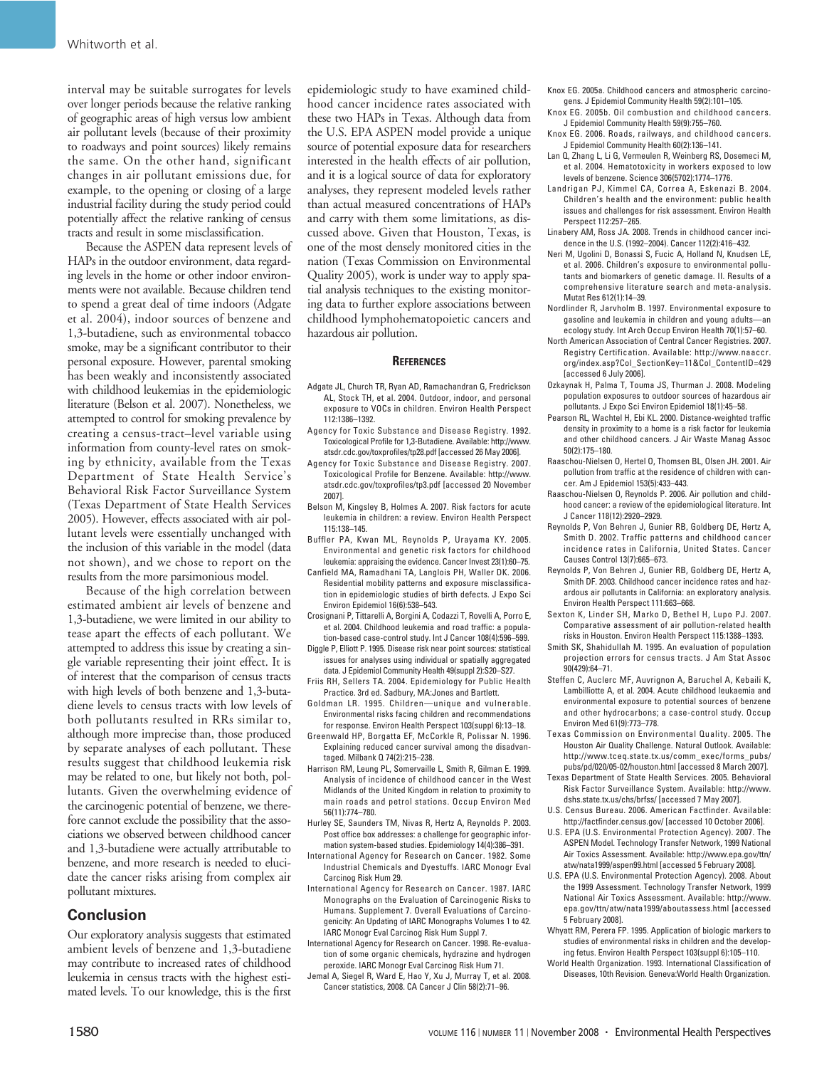interval may be suitable surrogates for levels over longer periods because the relative ranking of geographic areas of high versus low ambient air pollutant levels (because of their proximity to roadways and point sources) likely remains the same. On the other hand, significant changes in air pollutant emissions due, for example, to the opening or closing of a large industrial facility during the study period could potentially affect the relative ranking of census tracts and result in some misclassification.

Because the ASPEN data represent levels of HAPs in the outdoor environment, data regarding levels in the home or other indoor environments were not available. Because children tend to spend a great deal of time indoors (Adgate et al. 2004), indoor sources of benzene and 1,3-butadiene, such as environmental tobacco smoke, may be a significant contributor to their personal exposure. However, parental smoking has been weakly and inconsistently associated with childhood leukemias in the epidemiologic literature (Belson et al. 2007). Nonetheless, we attempted to control for smoking prevalence by creating a census-tract–level variable using information from county-level rates on smoking by ethnicity, available from the Texas Department of State Health Service's Behavioral Risk Factor Surveillance System (Texas Department of State Health Services 2005). However, effects associated with air pollutant levels were essentially unchanged with the inclusion of this variable in the model (data not shown), and we chose to report on the results from the more parsimonious model.

Because of the high correlation between estimated ambient air levels of benzene and 1,3-butadiene, we were limited in our ability to tease apart the effects of each pollutant. We attempted to address this issue by creating a single variable representing their joint effect. It is of interest that the comparison of census tracts with high levels of both benzene and 1,3-butadiene levels to census tracts with low levels of both pollutants resulted in RRs similar to, although more imprecise than, those produced by separate analyses of each pollutant. These results suggest that childhood leukemia risk may be related to one, but likely not both, pollutants. Given the overwhelming evidence of the carcinogenic potential of benzene, we therefore cannot exclude the possibility that the associations we observed between childhood cancer and 1,3-butadiene were actually attributable to benzene, and more research is needed to elucidate the cancer risks arising from complex air pollutant mixtures.

## Conclusion

Our exploratory analysis suggests that estimated ambient levels of benzene and 1,3-butadiene may contribute to increased rates of childhood leukemia in census tracts with the highest estimated levels. To our knowledge, this is the first epidemiologic study to have examined childhood cancer incidence rates associated with these two HAPs in Texas. Although data from the U.S. EPA ASPEN model provide a unique source of potential exposure data for researchers interested in the health effects of air pollution, and it is a logical source of data for exploratory analyses, they represent modeled levels rather than actual measured concentrations of HAPs and carry with them some limitations, as discussed above. Given that Houston, Texas, is one of the most densely monitored cities in the nation (Texas Commission on Environmental Quality 2005), work is under way to apply spatial analysis techniques to the existing monitoring data to further explore associations between childhood lymphohematopoietic cancers and hazardous air pollution.

## References

- Adgate JL, Church TR, Ryan AD, Ramachandran G, Fredrickson AL, Stock TH, et al. 2004. Outdoor, indoor, and personal exposure to VOCs in children. Environ Health Perspect 112:1386–1392.
- Agency for Toxic Substance and Disease Registry. 1992. Toxicological Profile for 1,3-Butadiene. Available: http://www.atsdr.cdc.gov/toxprofiles/tp28.pdf [accessed 26 May 2006].
- Agency for Toxic Substance and Disease Registry. 2007. Toxicological Profile for Benzene. Available: http://www.atsdr.cdc.gov/toxprofiles/tp3.pdf [accessed 20 November 2007].
- Belson M, Kingsley B, Holmes A. 2007. Risk factors for acute leukemia in children: a review. Environ Health Perspect 115:138–145.
- Buffler PA, Kwan ML, Reynolds P, Urayama KY. 2005. Environmental and genetic risk factors for childhood leukemia: appraising the evidence. Cancer Invest 23(1):60–75.
- Canfield MA, Ramadhani TA, Langlois PH, Waller DK. 2006. Residential mobility patterns and exposure misclassification in epidemiologic studies of birth defects. J Expo Sci Environ Epidemiol 16(6):538–543.
- Crosignani P, Tittarelli A, Borgini A, Codazzi T, Rovelli A, Porro E, et al. 2004. Childhood leukemia and road traffic: a population-based case-control study. Int J Cancer 108(4):596–599.
- Diggle P, Elliott P. 1995. Disease risk near point sources: statistical issues for analyses using individual or spatially aggregated data. J Epidemiol Community Health 49(suppl 2):S20–S27.
- Friis RH, Sellers TA. 2004. Epidemiology for Public Health Practice. 3rd ed. Sadbury, MA:Jones and Bartlett.
- Goldman LR. 1995. Children—unique and vulnerable. Environmental risks facing children and recommendations for response. Environ Health Perspect 103(suppl 6):13–18.
- Greenwald HP, Borgatta EF, McCorkle R, Polissar N. 1996. Explaining reduced cancer survival among the disadvantaged. Milbank Q 74(2):215–238.
- Harrison RM, Leung PL, Somervaille L, Smith R, Gilman E. 1999. Analysis of incidence of childhood cancer in the West Midlands of the United Kingdom in relation to proximity to main roads and petrol stations. Occup Environ Med 56(11):774–780.
- Hurley SE, Saunders TM, Nivas R, Hertz A, Reynolds P. 2003. Post office box addresses: a challenge for geographic information system-based studies. Epidemiology 14(4):386–391.
- International Agency for Research on Cancer. 1982. Some Industrial Chemicals and Dyestuffs. IARC Monogr Eval Carcinog Risk Hum 29.
- International Agency for Research on Cancer. 1987. IARC Monographs on the Evaluation of Carcinogenic Risks to Humans. Supplement 7. Overall Evaluations of Carcinogenicity: An Updating of IARC Monographs Volumes 1 to 42. IARC Monogr Eval Carcinog Risk Hum Suppl 7.
- International Agency for Research on Cancer. 1998. Re-evaluation of some organic chemicals, hydrazine and hydrogen peroxide. IARC Monogr Eval Carcinog Risk Hum 71.
- Jemal A, Siegel R, Ward E, Hao Y, Xu J, Murray T, et al. 2008. Cancer statistics, 2008. CA Cancer J Clin 58(2):71–96.
- Knox EG. 2005a. Childhood cancers and atmospheric carcinogens. J Epidemiol Community Health 59(2):101–105.
- Knox EG. 2005b. Oil combustion and childhood cancers. J Epidemiol Community Health 59(9):755–760.
- Knox EG. 2006. Roads, railways, and childhood cancers. J Epidemiol Community Health 60(2):136–141.
- Lan Q, Zhang L, Li G, Vermeulen R, Weinberg RS, Dosemeci M, et al. 2004. Hematotoxicity in workers exposed to low levels of benzene. Science 306(5702):1774–1776.
- Landrigan PJ, Kimmel CA, Correa A, Eskenazi B. 2004. Children's health and the environment: public health issues and challenges for risk assessment. Environ Health Perspect 112:257–265.
- Linabery AM, Ross JA. 2008. Trends in childhood cancer incidence in the U.S. (1992–2004). Cancer 112(2):416–432.
- Neri M, Ugolini D, Bonassi S, Fucic A, Holland N, Knudsen LE, et al. 2006. Children's exposure to environmental pollutants and biomarkers of genetic damage. II. Results of a comprehensive literature search and meta-analysis. Mutat Res 612(1):14–39.
- Nordlinder R, Jarvholm B. 1997. Environmental exposure to gasoline and leukemia in children and young adults—an ecology study. Int Arch Occup Environ Health 70(1):57–60.
- North American Association of Central Cancer Registries. 2007. Registry Certification. Available: http://www.naaccr.org/index.asp?Col_SectionKey=11&Col_ContentID=429 [accessed 6 July 2006].
- Ozkaynak H, Palma T, Touma JS, Thurman J. 2008. Modeling population exposures to outdoor sources of hazardous air pollutants. J Expo Sci Environ Epidemiol 18(1):45–58.
- Pearson RL, Wachtel H, Ebi KL. 2000. Distance-weighted traffic density in proximity to a home is a risk factor for leukemia and other childhood cancers. J Air Waste Manag Assoc 50(2):175–180.
- Raaschou-Nielsen O, Hertel O, Thomsen BL, Olsen JH. 2001. Air pollution from traffic at the residence of children with cancer. Am J Epidemiol 153(5):433–443.
- Raaschou-Nielsen O, Reynolds P. 2006. Air pollution and childhood cancer: a review of the epidemiological literature. Int J Cancer 118(12):2920–2929.
- Reynolds P, Von Behren J, Gunier RB, Goldberg DE, Hertz A, Smith D. 2002. Traffic patterns and childhood cancer incidence rates in California, United States. Cancer Causes Control 13(7):665–673.
- Reynolds P, Von Behren J, Gunier RB, Goldberg DE, Hertz A, Smith DF. 2003. Childhood cancer incidence rates and hazardous air pollutants in California: an exploratory analysis. Environ Health Perspect 111:663–668.
- Sexton K, Linder SH, Marko D, Bethel H, Lupo PJ. 2007. Comparative assessment of air pollution-related health risks in Houston. Environ Health Perspect 115:1388–1393.
- Smith SK, Shahidullah M. 1995. An evaluation of population projection errors for census tracts. J Am Stat Assoc 90(429):64–71.
- Steffen C, Auclerc MF, Auvrignon A, Baruchel A, Kebaili K, Lambilliotte A, et al. 2004. Acute childhood leukaemia and environmental exposure to potential sources of benzene and other hydrocarbons; a case-control study. Occup Environ Med 61(9):773–778.
- Texas Commission on Environmental Quality. 2005. The Houston Air Quality Challenge. Natural Outlook. Available: http://www.tceq.state.tx.us/comm_exec/forms_pubs/pubs/pd/020/05-02/houston.html [accessed 8 March 2007].
- Texas Department of State Health Services. 2005. Behavioral Risk Factor Surveillance System. Available: http://www.dshs.state.tx.us/chs/brfss/ [accessed 7 May 2007].
- U.S. Census Bureau. 2006. American Factfinder. Available: http://factfinder.census.gov/ [accessed 10 October 2006].
- U.S. EPA (U.S. Environmental Protection Agency). 2007. The ASPEN Model. Technology Transfer Network, 1999 National Air Toxics Assessment. Available: http://www.epa.gov/ttn/atw/nata1999/aspen99.html [accessed 5 February 2008].
- U.S. EPA (U.S. Environmental Protection Agency). 2008. About the 1999 Assessment. Technology Transfer Network, 1999 National Air Toxics Assessment. Available: http://www.epa.gov/ttn/atw/nata1999/aboutassess.html [accessed 5 February 2008].
- Whyatt RM, Perera FP. 1995. Application of biologic markers to studies of environmental risks in children and the developing fetus. Environ Health Perspect 103(suppl 6):105–110.
- World Health Organization. 1993. International Classification of Diseases, 10th Revision. Geneva:World Health Organization.